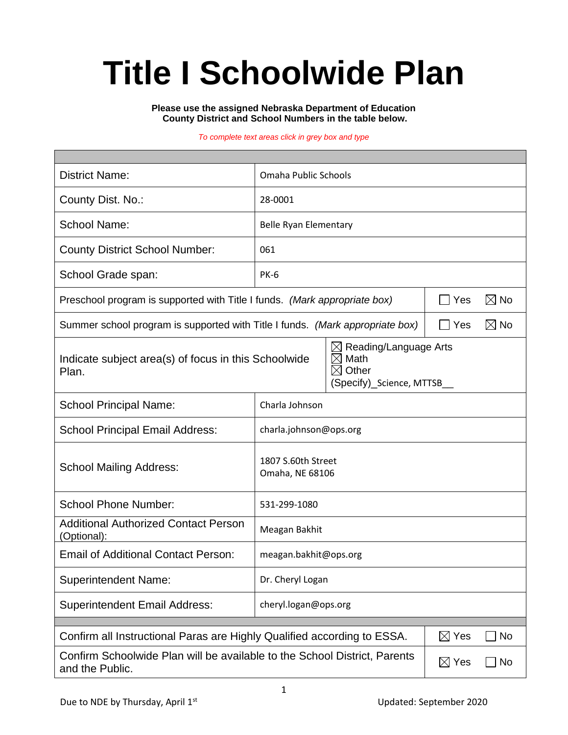# Title I Schoolwide Plan

**Please use the assigned Nebraska Department of Education County District and School Numbers in the table below.**

*To complete text areas click in grey box and type*

| | |
|---|---|
| District Name: | Omaha Public Schools |
| County Dist. No.: | 28-0001 |
| School Name: | Belle Ryan Elementary |
| County District School Number: | 061 |
| School Grade span: | PK-6 |
| Preschool program is supported with Title I funds. *(Mark appropriate box)* | ☐ Yes ☒ No |
| Summer school program is supported with Title I funds. *(Mark appropriate box)* | ☐ Yes ☒ No |
| Indicate subject area(s) of focus in this Schoolwide Plan. | ☒ Reading/Language Arts ☒ Math ☒ Other (Specify)_Science, MTTSB__ |
| School Principal Name: | Charla Johnson |
| School Principal Email Address: | charla.johnson@ops.org |
| School Mailing Address: | 1807 S.60th Street Omaha, NE 68106 |
| School Phone Number: | 531-299-1080 |
| Additional Authorized Contact Person (Optional): | Meagan Bakhit |
| Email of Additional Contact Person: | meagan.bakhit@ops.org |
| Superintendent Name: | Dr. Cheryl Logan |
| Superintendent Email Address: | cheryl.logan@ops.org |
| Confirm all Instructional Paras are Highly Qualified according to ESSA. | ☒ Yes ☐ No |
| Confirm Schoolwide Plan will be available to the School District, Parents and the Public. | ☒ Yes ☐ No |

Due to NDE by Thursday, April 1st

Updated: September 2020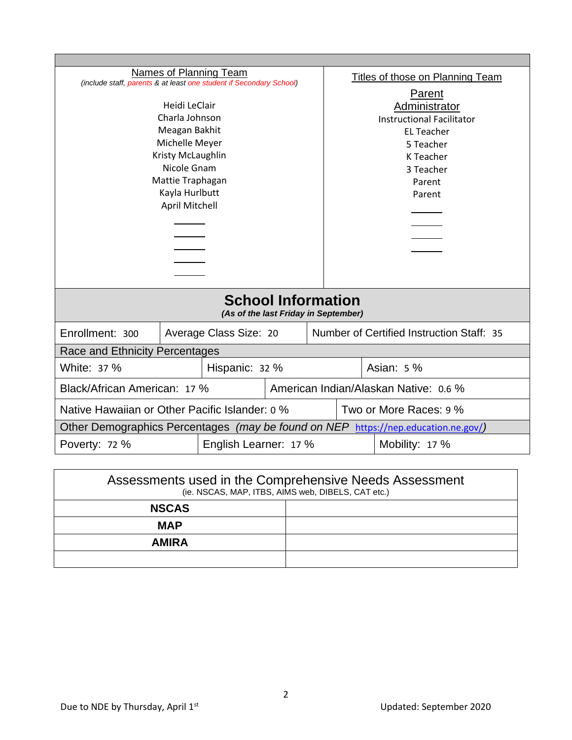| Names of Planning Team *(include staff, parents & at least one student if Secondary School)* | Titles of those on Planning Team |
|---|---|
| | Parent |
| | Administrator |
| Heidi LeClair | Instructional Facilitator |
| Charla Johnson | EL Teacher |
| Meagan Bakhit | 5 Teacher |
| Michelle Meyer | K Teacher |
| Kristy McLaughlin | 3 Teacher |
| Nicole Gnam | Parent |
| Mattie Traphagan | Parent |
| Kayla Hurlbutt | |
| April Mitchell | |

## School Information

*(As of the last Friday in September)*

| | | |
|---|---|---|
| Enrollment: 300 | Average Class Size: 20 | Number of Certified Instruction Staff: 35 |

**Race and Ethnicity Percentages**

| | | |
|---|---|---|
| White: 37 % | Hispanic: 32 % | Asian: 5 % |
| Black/African American: 17 % | American Indian/Alaskan Native: 0.6 % | |
| Native Hawaiian or Other Pacific Islander: 0 % | Two or More Races: 9 % | |

**Other Demographics Percentages** *(may be found on NEP https://nep.education.ne.gov/)*

| | | |
|---|---|---|
| Poverty: 72 % | English Learner: 17 % | Mobility: 17 % |

| Assessments used in the Comprehensive Needs Assessment (ie. NSCAS, MAP, ITBS, AIMS web, DIBELS, CAT etc.) | |
|---|---|
| **NSCAS** | |
| **MAP** | |
| **AMIRA** | |
| | |

Due to NDE by Thursday, April 1st

Updated: September 2020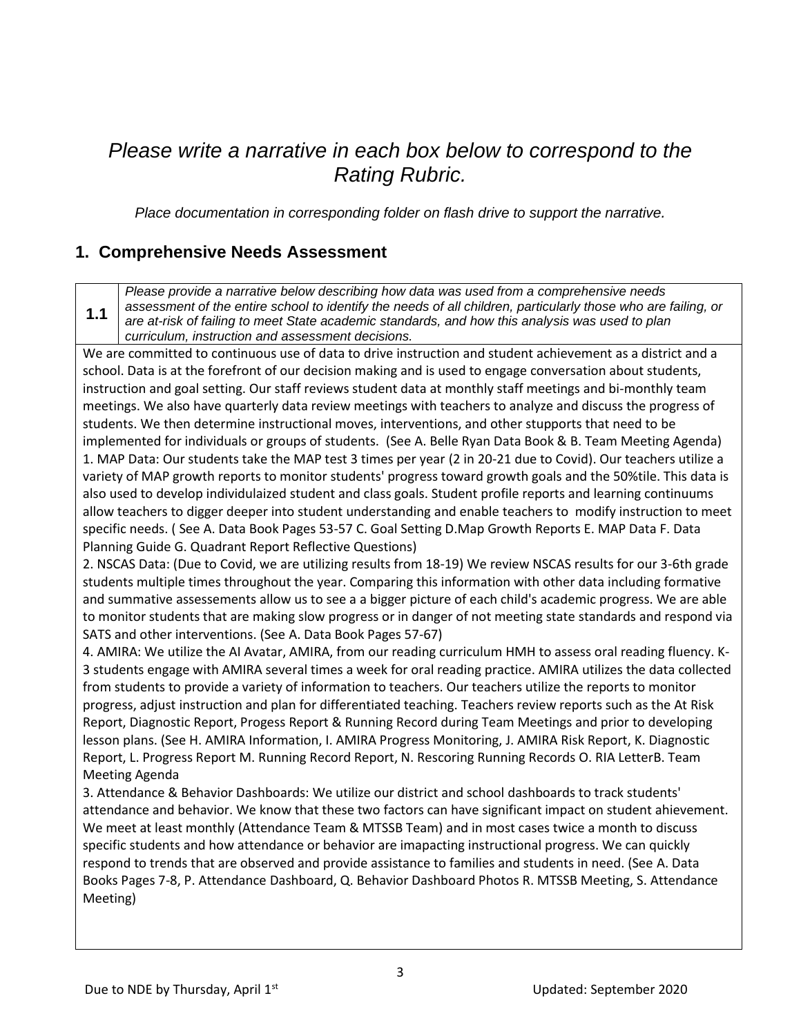*Please write a narrative in each box below to correspond to the Rating Rubric.*

*Place documentation in corresponding folder on flash drive to support the narrative.*

## 1. Comprehensive Needs Assessment

| **1.1** | *Please provide a narrative below describing how data was used from a comprehensive needs assessment of the entire school to identify the needs of all children, particularly those who are failing, or are at-risk of failing to meet State academic standards, and how this analysis was used to plan curriculum, instruction and assessment decisions.* |
|---|---|

We are committed to continuous use of data to drive instruction and student achievement as a district and a school. Data is at the forefront of our decision making and is used to engage conversation about students, instruction and goal setting. Our staff reviews student data at monthly staff meetings and bi-monthly team meetings. We also have quarterly data review meetings with teachers to analyze and discuss the progress of students. We then determine instructional moves, interventions, and other stupports that need to be implemented for individuals or groups of students. (See A. Belle Ryan Data Book & B. Team Meeting Agenda)

1. MAP Data: Our students take the MAP test 3 times per year (2 in 20-21 due to Covid). Our teachers utilize a variety of MAP growth reports to monitor students' progress toward growth goals and the 50%tile. This data is also used to develop individulaized student and class goals. Student profile reports and learning continuums allow teachers to digger deeper into student understanding and enable teachers to modify instruction to meet specific needs. ( See A. Data Book Pages 53-57 C. Goal Setting D.Map Growth Reports E. MAP Data F. Data Planning Guide G. Quadrant Report Reflective Questions)

2. NSCAS Data: (Due to Covid, we are utilizing results from 18-19) We review NSCAS results for our 3-6th grade students multiple times throughout the year. Comparing this information with other data including formative and summative assessements allow us to see a a bigger picture of each child's academic progress. We are able to monitor students that are making slow progress or in danger of not meeting state standards and respond via SATS and other interventions. (See A. Data Book Pages 57-67)

4. AMIRA: We utilize the AI Avatar, AMIRA, from our reading curriculum HMH to assess oral reading fluency. K-3 students engage with AMIRA several times a week for oral reading practice. AMIRA utilizes the data collected from students to provide a variety of information to teachers. Our teachers utilize the reports to monitor progress, adjust instruction and plan for differentiated teaching. Teachers review reports such as the At Risk Report, Diagnostic Report, Progess Report & Running Record during Team Meetings and prior to developing lesson plans. (See H. AMIRA Information, I. AMIRA Progress Monitoring, J. AMIRA Risk Report, K. Diagnostic Report, L. Progress Report M. Running Record Report, N. Rescoring Running Records O. RIA LetterB. Team Meeting Agenda

3. Attendance & Behavior Dashboards: We utilize our district and school dashboards to track students' attendance and behavior. We know that these two factors can have significant impact on student ahievement. We meet at least monthly (Attendance Team & MTSSB Team) and in most cases twice a month to discuss specific students and how attendance or behavior are imapacting instructional progress. We can quickly respond to trends that are observed and provide assistance to families and students in need. (See A. Data Books Pages 7-8, P. Attendance Dashboard, Q. Behavior Dashboard Photos R. MTSSB Meeting, S. Attendance Meeting)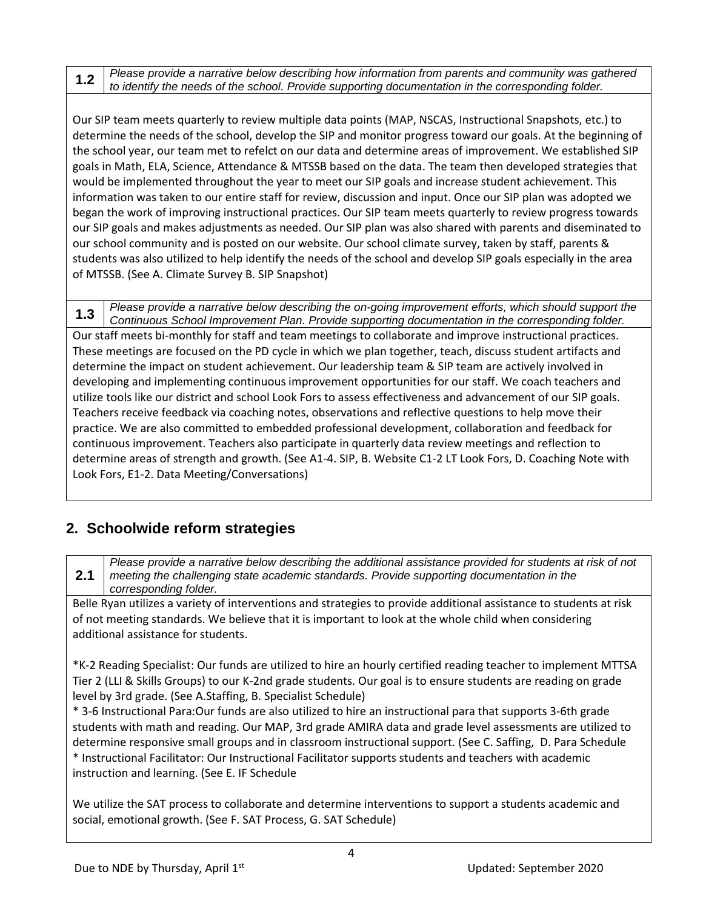**1.2** *Please provide a narrative below describing how information from parents and community was gathered to identify the needs of the school. Provide supporting documentation in the corresponding folder.*

Our SIP team meets quarterly to review multiple data points (MAP, NSCAS, Instructional Snapshots, etc.) to determine the needs of the school, develop the SIP and monitor progress toward our goals. At the beginning of the school year, our team met to refelct on our data and determine areas of improvement. We established SIP goals in Math, ELA, Science, Attendance & MTSSB based on the data. The team then developed strategies that would be implemented throughout the year to meet our SIP goals and increase student achievement. This information was taken to our entire staff for review, discussion and input. Once our SIP plan was adopted we began the work of improving instructional practices. Our SIP team meets quarterly to review progress towards our SIP goals and makes adjustments as needed. Our SIP plan was also shared with parents and diseminated to our school community and is posted on our website. Our school climate survey, taken by staff, parents & students was also utilized to help identify the needs of the school and develop SIP goals especially in the area of MTSSB. (See A. Climate Survey B. SIP Snapshot)

**1.3** *Please provide a narrative below describing the on-going improvement efforts, which should support the Continuous School Improvement Plan. Provide supporting documentation in the corresponding folder.*

Our staff meets bi-monthly for staff and team meetings to collaborate and improve instructional practices. These meetings are focused on the PD cycle in which we plan together, teach, discuss student artifacts and determine the impact on student achievement. Our leadership team & SIP team are actively involved in developing and implementing continuous improvement opportunities for our staff. We coach teachers and utilize tools like our district and school Look Fors to assess effectiveness and advancement of our SIP goals. Teachers receive feedback via coaching notes, observations and reflective questions to help move their practice. We are also committed to embedded professional development, collaboration and feedback for continuous improvement. Teachers also participate in quarterly data review meetings and reflection to determine areas of strength and growth. (See A1-4. SIP, B. Website C1-2 LT Look Fors, D. Coaching Note with Look Fors, E1-2. Data Meeting/Conversations)

## 2. Schoolwide reform strategies

**2.1** *Please provide a narrative below describing the additional assistance provided for students at risk of not meeting the challenging state academic standards. Provide supporting documentation in the corresponding folder.*

Belle Ryan utilizes a variety of interventions and strategies to provide additional assistance to students at risk of not meeting standards. We believe that it is important to look at the whole child when considering additional assistance for students.

*K-2 Reading Specialist: Our funds are utilized to hire an hourly certified reading teacher to implement MTTSA Tier 2 (LLI & Skills Groups) to our K-2nd grade students. Our goal is to ensure students are reading on grade level by 3rd grade. (See A.Staffing, B. Specialist Schedule)
* 3-6 Instructional Para:Our funds are also utilized to hire an instructional para that supports 3-6th grade students with math and reading. Our MAP, 3rd grade AMIRA data and grade level assessments are utilized to determine responsive small groups and in classroom instructional support. (See C. Saffing, D. Para Schedule
* Instructional Facilitator: Our Instructional Facilitator supports students and teachers with academic instruction and learning. (See E. IF Schedule

We utilize the SAT process to collaborate and determine interventions to support a students academic and social, emotional growth. (See F. SAT Process, G. SAT Schedule)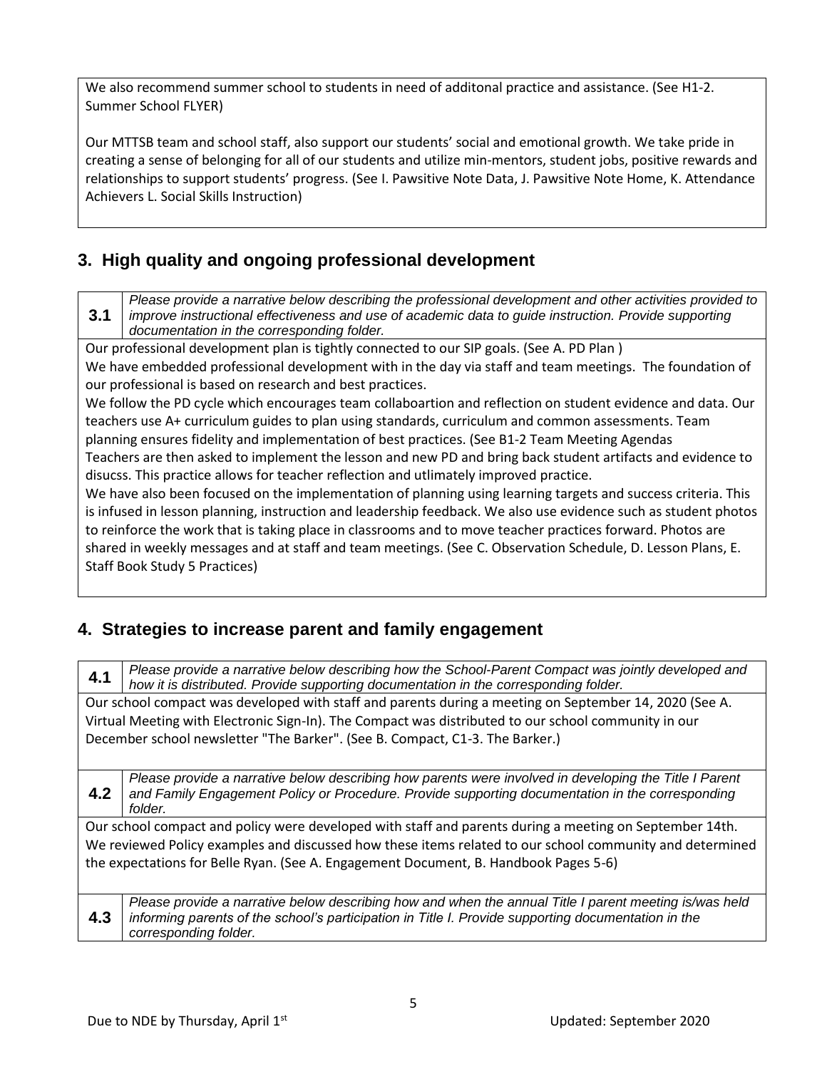We also recommend summer school to students in need of additonal practice and assistance. (See H1-2. Summer School FLYER)

Our MTTSB team and school staff, also support our students' social and emotional growth. We take pride in creating a sense of belonging for all of our students and utilize min-mentors, student jobs, positive rewards and relationships to support students' progress. (See I. Pawsitive Note Data, J. Pawsitive Note Home, K. Attendance Achievers L. Social Skills Instruction)

## 3. High quality and ongoing professional development

| **3.1** | *Please provide a narrative below describing the professional development and other activities provided to improve instructional effectiveness and use of academic data to guide instruction. Provide supporting documentation in the corresponding folder.* |
|---|---|

Our professional development plan is tightly connected to our SIP goals. (See A. PD Plan )
We have embedded professional development with in the day via staff and team meetings. The foundation of our professional is based on research and best practices.
We follow the PD cycle which encourages team collaboartion and reflection on student evidence and data. Our teachers use A+ curriculum guides to plan using standards, curriculum and common assessments. Team planning ensures fidelity and implementation of best practices. (See B1-2 Team Meeting Agendas
Teachers are then asked to implement the lesson and new PD and bring back student artifacts and evidence to disucss. This practice allows for teacher reflection and utlimately improved practice.
We have also been focused on the implementation of planning using learning targets and success criteria. This is infused in lesson planning, instruction and leadership feedback. We also use evidence such as student photos to reinforce the work that is taking place in classrooms and to move teacher practices forward. Photos are shared in weekly messages and at staff and team meetings. (See C. Observation Schedule, D. Lesson Plans, E. Staff Book Study 5 Practices)

## 4. Strategies to increase parent and family engagement

| **4.1** | *Please provide a narrative below describing how the School-Parent Compact was jointly developed and how it is distributed. Provide supporting documentation in the corresponding folder.* |
|---|---|

Our school compact was developed with staff and parents during a meeting on September 14, 2020 (See A. Virtual Meeting with Electronic Sign-In). The Compact was distributed to our school community in our December school newsletter "The Barker". (See B. Compact, C1-3. The Barker.)

| **4.2** | *Please provide a narrative below describing how parents were involved in developing the Title I Parent and Family Engagement Policy or Procedure. Provide supporting documentation in the corresponding folder.* |
|---|---|

Our school compact and policy were developed with staff and parents during a meeting on September 14th. We reviewed Policy examples and discussed how these items related to our school community and determined the expectations for Belle Ryan. (See A. Engagement Document, B. Handbook Pages 5-6)

| **4.3** | *Please provide a narrative below describing how and when the annual Title I parent meeting is/was held informing parents of the school's participation in Title I. Provide supporting documentation in the corresponding folder.* |
|---|---|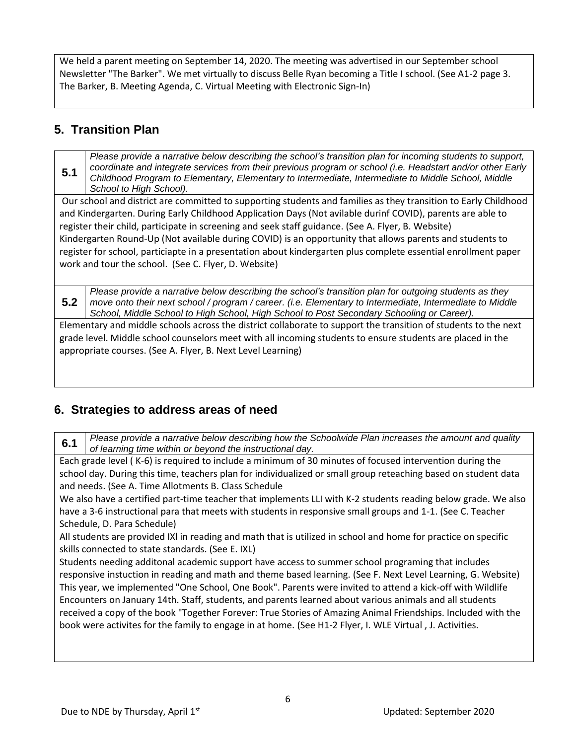We held a parent meeting on September 14, 2020. The meeting was advertised in our September school Newsletter "The Barker". We met virtually to discuss Belle Ryan becoming a Title I school. (See A1-2 page 3. The Barker, B. Meeting Agenda, C. Virtual Meeting with Electronic Sign-In)

## 5. Transition Plan

**5.1** *Please provide a narrative below describing the school's transition plan for incoming students to support, coordinate and integrate services from their previous program or school (i.e. Headstart and/or other Early Childhood Program to Elementary, Elementary to Intermediate, Intermediate to Middle School, Middle School to High School).*

Our school and district are committed to supporting students and families as they transition to Early Childhood and Kindergarten. During Early Childhood Application Days (Not avilable durinf COVID), parents are able to register their child, participate in screening and seek staff guidance. (See A. Flyer, B. Website)
Kindergarten Round-Up (Not available during COVID) is an opportunity that allows parents and students to register for school, particiapte in a presentation about kindergarten plus complete essential enrollment paper work and tour the school. (See C. Flyer, D. Website)

**5.2** *Please provide a narrative below describing the school's transition plan for outgoing students as they move onto their next school / program / career. (i.e. Elementary to Intermediate, Intermediate to Middle School, Middle School to High School, High School to Post Secondary Schooling or Career).*

Elementary and middle schools across the district collaborate to support the transition of students to the next grade level. Middle school counselors meet with all incoming students to ensure students are placed in the appropriate courses. (See A. Flyer, B. Next Level Learning)

## 6. Strategies to address areas of need

**6.1** *Please provide a narrative below describing how the Schoolwide Plan increases the amount and quality of learning time within or beyond the instructional day.*

Each grade level ( K-6) is required to include a minimum of 30 minutes of focused intervention during the school day. During this time, teachers plan for individualized or small group reteaching based on student data and needs. (See A. Time Allotments B. Class Schedule
We also have a certified part-time teacher that implements LLI with K-2 students reading below grade. We also have a 3-6 instructional para that meets with students in responsive small groups and 1-1. (See C. Teacher Schedule, D. Para Schedule)
All students are provided IXl in reading and math that is utilized in school and home for practice on specific skills connected to state standards. (See E. IXL)
Students needing additonal academic support have access to summer school programing that includes responsive instuction in reading and math and theme based learning. (See F. Next Level Learning, G. Website)
This year, we implemented "One School, One Book". Parents were invited to attend a kick-off with Wildlife Encounters on January 14th. Staff, students, and parents learned about various animals and all students received a copy of the book "Together Forever: True Stories of Amazing Animal Friendships. Included with the book were activites for the family to engage in at home. (See H1-2 Flyer, I. WLE Virtual , J. Activities.